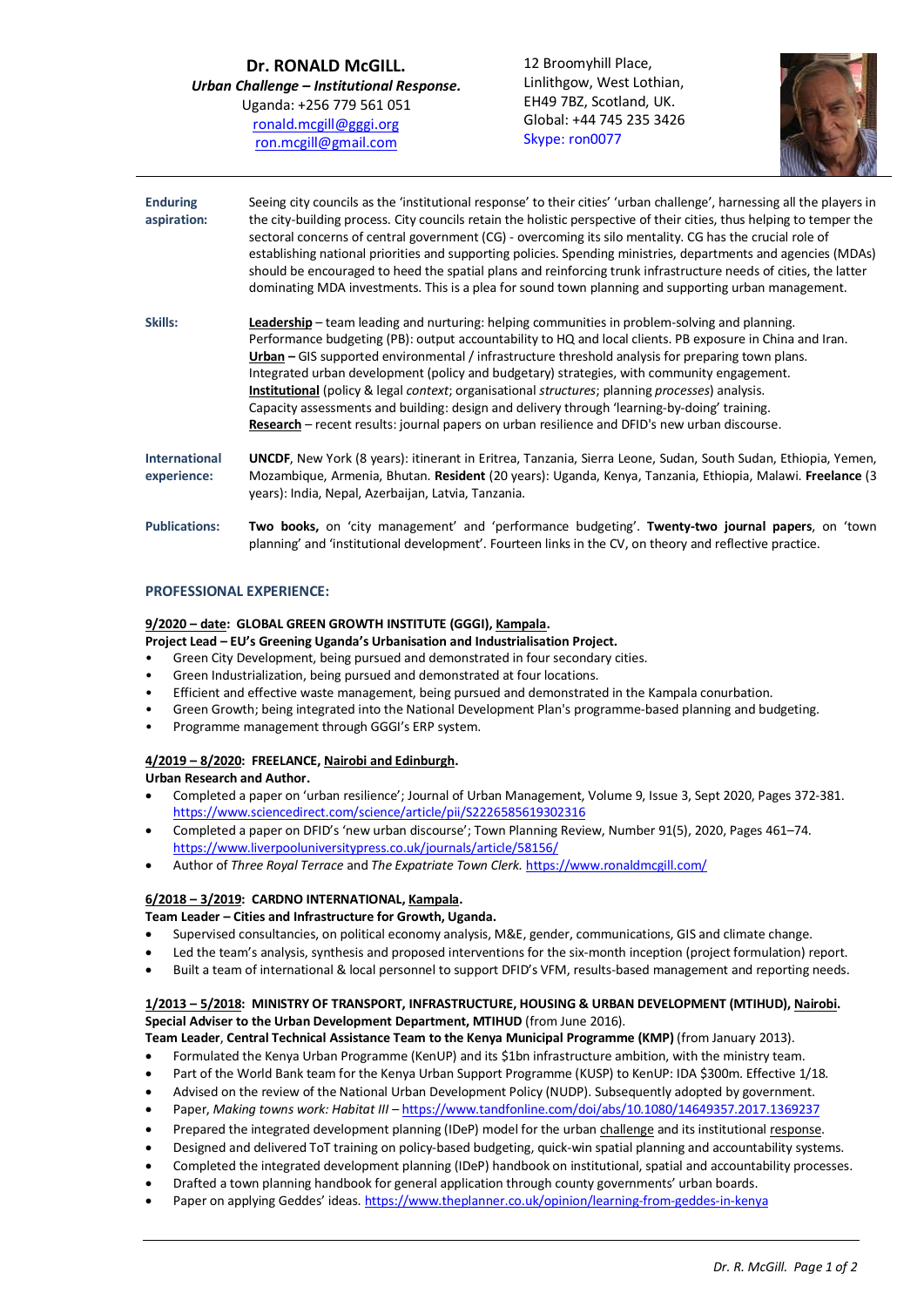# Dr. RONALD McGILL.

***Urban Challenge – Institutional Response.***

Uganda: +256 779 561 051
ronald.mcgill@gggi.org
ron.mcgill@gmail.com

12 Broomyhill Place,
Linlithgow, West Lothian,
EH49 7BZ, Scotland, UK.
Global: +44 745 235 3426
Skype: ron0077

**Enduring aspiration:** Seeing city councils as the 'institutional response' to their cities' 'urban challenge', harnessing all the players in the city-building process. City councils retain the holistic perspective of their cities, thus helping to temper the sectoral concerns of central government (CG) - overcoming its silo mentality. CG has the crucial role of establishing national priorities and supporting policies. Spending ministries, departments and agencies (MDAs) should be encouraged to heed the spatial plans and reinforcing trunk infrastructure needs of cities, the latter dominating MDA investments. This is a plea for sound town planning and supporting urban management.

**Skills:**
**Leadership** – team leading and nurturing: helping communities in problem-solving and planning.
Performance budgeting (PB): output accountability to HQ and local clients. PB exposure in China and Iran.
**Urban** – GIS supported environmental / infrastructure threshold analysis for preparing town plans.
Integrated urban development (policy and budgetary) strategies, with community engagement.
**Institutional** (policy & legal *context*; organisational *structures*; planning *processes*) analysis.
Capacity assessments and building: design and delivery through 'learning-by-doing' training.
**Research** – recent results: journal papers on urban resilience and DFID's new urban discourse.

**International experience:** **UNCDF**, New York (8 years): itinerant in Eritrea, Tanzania, Sierra Leone, Sudan, South Sudan, Ethiopia, Yemen, Mozambique, Armenia, Bhutan. **Resident** (20 years): Uganda, Kenya, Tanzania, Ethiopia, Malawi. **Freelance** (3 years): India, Nepal, Azerbaijan, Latvia, Tanzania.

**Publications:** **Two books,** on 'city management' and 'performance budgeting'. **Twenty-two journal papers**, on 'town planning' and 'institutional development'. Fourteen links in the CV, on theory and reflective practice.

## PROFESSIONAL EXPERIENCE:

### 9/2020 – date: GLOBAL GREEN GROWTH INSTITUTE (GGGI), Kampala.

**Project Lead – EU's Greening Uganda's Urbanisation and Industrialisation Project.**

- Green City Development, being pursued and demonstrated in four secondary cities.
- Green Industrialization, being pursued and demonstrated at four locations.
- Efficient and effective waste management, being pursued and demonstrated in the Kampala conurbation.
- Green Growth; being integrated into the National Development Plan's programme-based planning and budgeting.
- Programme management through GGGI's ERP system.

### 4/2019 – 8/2020: FREELANCE, Nairobi and Edinburgh.

**Urban Research and Author.**

- Completed a paper on 'urban resilience'; Journal of Urban Management, Volume 9, Issue 3, Sept 2020, Pages 372-381. https://www.sciencedirect.com/science/article/pii/S2226585619302316
- Completed a paper on DFID's 'new urban discourse'; Town Planning Review, Number 91(5), 2020, Pages 461–74. https://www.liverpooluniversitypress.co.uk/journals/article/58156/
- Author of *Three Royal Terrace* and *The Expatriate Town Clerk.* https://www.ronaldmcgill.com/

### 6/2018 – 3/2019: CARDNO INTERNATIONAL, Kampala.

**Team Leader – Cities and Infrastructure for Growth, Uganda.**

- Supervised consultancies, on political economy analysis, M&E, gender, communications, GIS and climate change.
- Led the team's analysis, synthesis and proposed interventions for the six-month inception (project formulation) report.
- Built a team of international & local personnel to support DFID's VFM, results-based management and reporting needs.

### 1/2013 – 5/2018: MINISTRY OF TRANSPORT, INFRASTRUCTURE, HOUSING & URBAN DEVELOPMENT (MTIHUD), Nairobi.

**Special Adviser to the Urban Development Department, MTIHUD** (from June 2016).
**Team Leader**, **Central Technical Assistance Team to the Kenya Municipal Programme (KMP)** (from January 2013).

- Formulated the Kenya Urban Programme (KenUP) and its $1bn infrastructure ambition, with the ministry team.
- Part of the World Bank team for the Kenya Urban Support Programme (KUSP) to KenUP: IDA $300m. Effective 1/18.
- Advised on the review of the National Urban Development Policy (NUDP). Subsequently adopted by government.
- Paper, *Making towns work: Habitat III* – https://www.tandfonline.com/doi/abs/10.1080/14649357.2017.1369237
- Prepared the integrated development planning (IDeP) model for the urban challenge and its institutional response.
- Designed and delivered ToT training on policy-based budgeting, quick-win spatial planning and accountability systems.
- Completed the integrated development planning (IDeP) handbook on institutional, spatial and accountability processes.
- Drafted a town planning handbook for general application through county governments' urban boards.
- Paper on applying Geddes' ideas. https://www.theplanner.co.uk/opinion/learning-from-geddes-in-kenya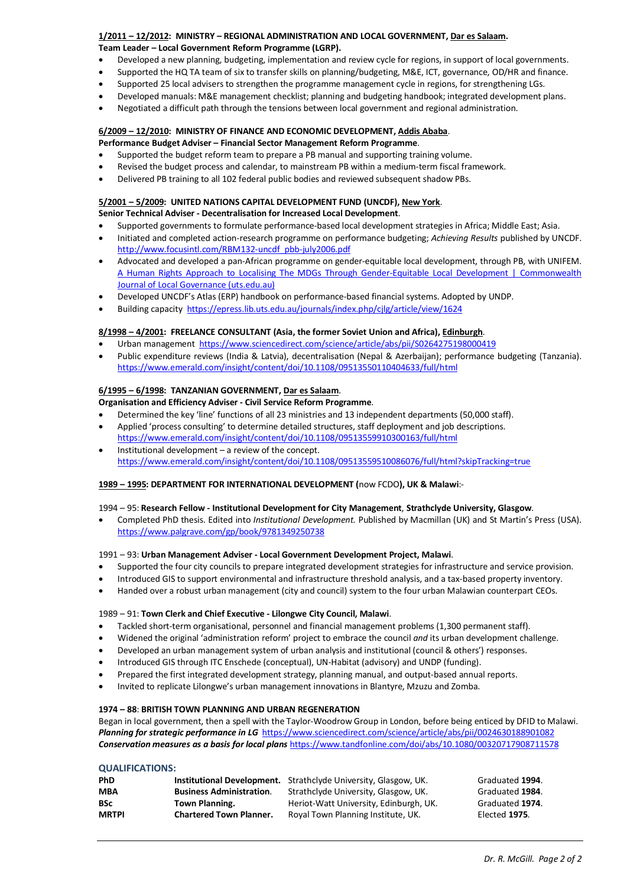**1/2011 – 12/2012: MINISTRY – REGIONAL ADMINISTRATION AND LOCAL GOVERNMENT, Dar es Salaam.**
**Team Leader – Local Government Reform Programme (LGRP).**

- Developed a new planning, budgeting, implementation and review cycle for regions, in support of local governments.
- Supported the HQ TA team of six to transfer skills on planning/budgeting, M&E, ICT, governance, OD/HR and finance.
- Supported 25 local advisers to strengthen the programme management cycle in regions, for strengthening LGs.
- Developed manuals: M&E management checklist; planning and budgeting handbook; integrated development plans.
- Negotiated a difficult path through the tensions between local government and regional administration.

**6/2009 – 12/2010: MINISTRY OF FINANCE AND ECONOMIC DEVELOPMENT, Addis Ababa.**
**Performance Budget Adviser – Financial Sector Management Reform Programme.**

- Supported the budget reform team to prepare a PB manual and supporting training volume.
- Revised the budget process and calendar, to mainstream PB within a medium-term fiscal framework.
- Delivered PB training to all 102 federal public bodies and reviewed subsequent shadow PBs.

**5/2001 – 5/2009: UNITED NATIONS CAPITAL DEVELOPMENT FUND (UNCDF), New York.**
**Senior Technical Adviser - Decentralisation for Increased Local Development.**

- Supported governments to formulate performance-based local development strategies in Africa; Middle East; Asia.
- Initiated and completed action-research programme on performance budgeting; *Achieving Results* published by UNCDF. http://www.focusintl.com/RBM132-uncdf_pbb-july2006.pdf
- Advocated and developed a pan-African programme on gender-equitable local development, through PB, with UNIFEM. A Human Rights Approach to Localising The MDGs Through Gender-Equitable Local Development | Commonwealth Journal of Local Governance (uts.edu.au)
- Developed UNCDF's Atlas (ERP) handbook on performance-based financial systems. Adopted by UNDP.
- Building capacity https://epress.lib.uts.edu.au/journals/index.php/cjlg/article/view/1624

**8/1998 – 4/2001: FREELANCE CONSULTANT (Asia, the former Soviet Union and Africa), Edinburgh.**

- Urban management https://www.sciencedirect.com/science/article/abs/pii/S0264275198000419
- Public expenditure reviews (India & Latvia), decentralisation (Nepal & Azerbaijan); performance budgeting (Tanzania). https://www.emerald.com/insight/content/doi/10.1108/09513550110404633/full/html

**6/1995 – 6/1998: TANZANIAN GOVERNMENT, Dar es Salaam.**
**Organisation and Efficiency Adviser - Civil Service Reform Programme.**

- Determined the key 'line' functions of all 23 ministries and 13 independent departments (50,000 staff).
- Applied 'process consulting' to determine detailed structures, staff deployment and job descriptions. https://www.emerald.com/insight/content/doi/10.1108/09513559910300163/full/html
- Institutional development – a review of the concept. https://www.emerald.com/insight/content/doi/10.1108/09513559510086076/full/html?skipTracking=true

**1989 – 1995: DEPARTMENT FOR INTERNATIONAL DEVELOPMENT (**now FCDO**), UK & Malawi**:-

1994 – 95: **Research Fellow - Institutional Development for City Management**, **Strathclyde University, Glasgow**.

- Completed PhD thesis. Edited into *Institutional Development.* Published by Macmillan (UK) and St Martin's Press (USA). https://www.palgrave.com/gp/book/9781349250738

1991 – 93: **Urban Management Adviser - Local Government Development Project, Malawi**.

- Supported the four city councils to prepare integrated development strategies for infrastructure and service provision.
- Introduced GIS to support environmental and infrastructure threshold analysis, and a tax-based property inventory.
- Handed over a robust urban management (city and council) system to the four urban Malawian counterpart CEOs.

1989 – 91: **Town Clerk and Chief Executive - Lilongwe City Council, Malawi**.

- Tackled short-term organisational, personnel and financial management problems (1,300 permanent staff).
- Widened the original 'administration reform' project to embrace the council *and* its urban development challenge.
- Developed an urban management system of urban analysis and institutional (council & others') responses.
- Introduced GIS through ITC Enschede (conceptual), UN-Habitat (advisory) and UNDP (funding).
- Prepared the first integrated development strategy, planning manual, and output-based annual reports.
- Invited to replicate Lilongwe's urban management innovations in Blantyre, Mzuzu and Zomba.

**1974 – 88**: **BRITISH TOWN PLANNING AND URBAN REGENERATION**

Began in local government, then a spell with the Taylor-Woodrow Group in London, before being enticed by DFID to Malawi.
***Planning for strategic performance in LG*** https://www.sciencedirect.com/science/article/abs/pii/0024630188901082
***Conservation measures as a basis for local plans*** https://www.tandfonline.com/doi/abs/10.1080/00320717908711578

## QUALIFICATIONS:

| | | | |
|---|---|---|---|
| **PhD** | **Institutional Development.** | Strathclyde University, Glasgow, UK. | Graduated **1994**. |
| **MBA** | **Business Administration**. | Strathclyde University, Glasgow, UK. | Graduated **1984**. |
| **BSc** | **Town Planning.** | Heriot-Watt University, Edinburgh, UK. | Graduated **1974**. |
| **MRTPI** | **Chartered Town Planner.** | Royal Town Planning Institute, UK. | Elected **1975**. |